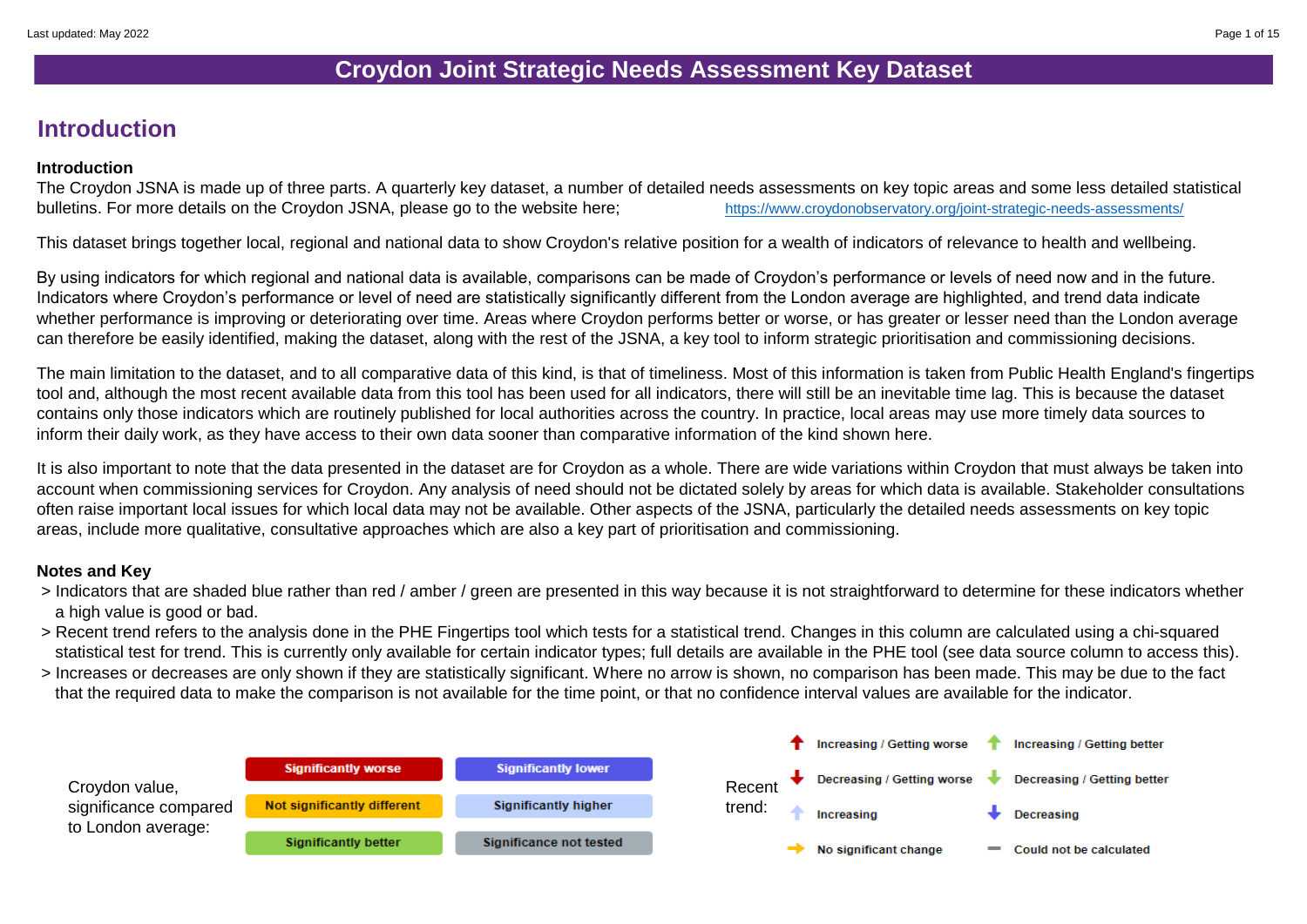# Croydon Joint Strategic Needs Assessment Key Dataset

## Introduction

### Introduction

The Croydon JSNA is made up of three parts. A quarterly key dataset, a number of detailed needs assessments on key topic areas and some less detailed statistical bulletins. For more details on the Croydon JSNA, please go to the website here; https://www.croydonobservatory.org/joint-strategic-needs-assessments/

This dataset brings together local, regional and national data to show Croydon's relative position for a wealth of indicators of relevance to health and wellbeing.

By using indicators for which regional and national data is available, comparisons can be made of Croydon's performance or levels of need now and in the future. Indicators where Croydon's performance or level of need are statistically significantly different from the London average are highlighted, and trend data indicate whether performance is improving or deteriorating over time. Areas where Croydon performs better or worse, or has greater or lesser need than the London average can therefore be easily identified, making the dataset, along with the rest of the JSNA, a key tool to inform strategic prioritisation and commissioning decisions.

The main limitation to the dataset, and to all comparative data of this kind, is that of timeliness. Most of this information is taken from Public Health England's fingertips tool and, although the most recent available data from this tool has been used for all indicators, there will still be an inevitable time lag. This is because the dataset contains only those indicators which are routinely published for local authorities across the country. In practice, local areas may use more timely data sources to inform their daily work, as they have access to their own data sooner than comparative information of the kind shown here.

It is also important to note that the data presented in the dataset are for Croydon as a whole. There are wide variations within Croydon that must always be taken into account when commissioning services for Croydon. Any analysis of need should not be dictated solely by areas for which data is available. Stakeholder consultations often raise important local issues for which local data may not be available. Other aspects of the JSNA, particularly the detailed needs assessments on key topic areas, include more qualitative, consultative approaches which are also a key part of prioritisation and commissioning.

### Notes and Key

> Indicators that are shaded blue rather than red / amber / green are presented in this way because it is not straightforward to determine for these indicators whether a high value is good or bad.
> Recent trend refers to the analysis done in the PHE Fingertips tool which tests for a statistical trend. Changes in this column are calculated using a chi-squared statistical test for trend. This is currently only available for certain indicator types; full details are available in the PHE tool (see data source column to access this).
> Increases or decreases are only shown if they are statistically significant. Where no arrow is shown, no comparison has been made. This may be due to the fact that the required data to make the comparison is not available for the time point, or that no confidence interval values are available for the indicator.

Croydon value, significance compared to London average:

| | |
|---|---|
| Significantly worse | Significantly lower |
| Not significantly different | Significantly higher |
| Significantly better | Significance not tested |

Recent trend:

| | |
|---|---|
| Increasing / Getting worse | Increasing / Getting better |
| Decreasing / Getting worse | Decreasing / Getting better |
| Increasing | Decreasing |
| No significant change | Could not be calculated |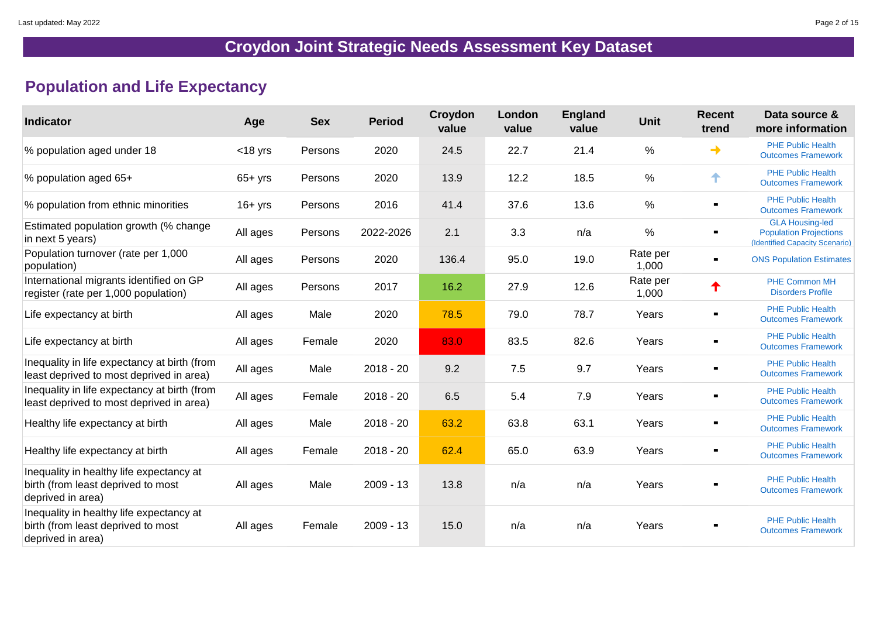Last updated: May 2022

# Croydon Joint Strategic Needs Assessment Key Dataset

## Population and Life Expectancy

| Indicator | Age | Sex | Period | Croydon value | London value | England value | Unit | Recent trend | Data source & more information |
|---|---|---|---|---|---|---|---|---|---|
| % population aged under 18 | <18 yrs | Persons | 2020 | 24.5 | 22.7 | 21.4 | % | → | PHE Public Health Outcomes Framework |
| % population aged 65+ | 65+ yrs | Persons | 2020 | 13.9 | 12.2 | 18.5 | % | ↑ | PHE Public Health Outcomes Framework |
| % population from ethnic minorities | 16+ yrs | Persons | 2016 | 41.4 | 37.6 | 13.6 | % | - | PHE Public Health Outcomes Framework |
| Estimated population growth (% change in next 5 years) | All ages | Persons | 2022-2026 | 2.1 | 3.3 | n/a | % | - | GLA Housing-led Population Projections (Identified Capacity Scenario) |
| Population turnover (rate per 1,000 population) | All ages | Persons | 2020 | 136.4 | 95.0 | 19.0 | Rate per 1,000 | - | ONS Population Estimates |
| International migrants identified on GP register (rate per 1,000 population) | All ages | Persons | 2017 | 16.2 | 27.9 | 12.6 | Rate per 1,000 | ↑ | PHE Common MH Disorders Profile |
| Life expectancy at birth | All ages | Male | 2020 | 78.5 | 79.0 | 78.7 | Years | - | PHE Public Health Outcomes Framework |
| Life expectancy at birth | All ages | Female | 2020 | 83.0 | 83.5 | 82.6 | Years | - | PHE Public Health Outcomes Framework |
| Inequality in life expectancy at birth (from least deprived to most deprived in area) | All ages | Male | 2018 - 20 | 9.2 | 7.5 | 9.7 | Years | - | PHE Public Health Outcomes Framework |
| Inequality in life expectancy at birth (from least deprived to most deprived in area) | All ages | Female | 2018 - 20 | 6.5 | 5.4 | 7.9 | Years | - | PHE Public Health Outcomes Framework |
| Healthy life expectancy at birth | All ages | Male | 2018 - 20 | 63.2 | 63.8 | 63.1 | Years | - | PHE Public Health Outcomes Framework |
| Healthy life expectancy at birth | All ages | Female | 2018 - 20 | 62.4 | 65.0 | 63.9 | Years | - | PHE Public Health Outcomes Framework |
| Inequality in healthy life expectancy at birth (from least deprived to most deprived in area) | All ages | Male | 2009 - 13 | 13.8 | n/a | n/a | Years | - | PHE Public Health Outcomes Framework |
| Inequality in healthy life expectancy at birth (from least deprived to most deprived in area) | All ages | Female | 2009 - 13 | 15.0 | n/a | n/a | Years | - | PHE Public Health Outcomes Framework |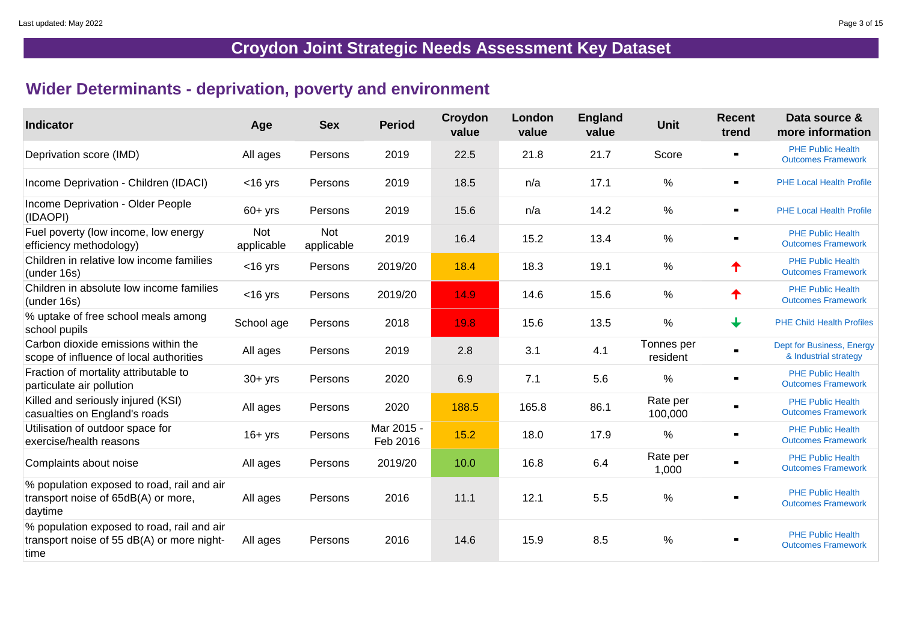# Croydon Joint Strategic Needs Assessment Key Dataset

## Wider Determinants - deprivation, poverty and environment

| Indicator | Age | Sex | Period | Croydon value | London value | England value | Unit | Recent trend | Data source & more information |
|---|---|---|---|---|---|---|---|---|---|
| Deprivation score (IMD) | All ages | Persons | 2019 | 22.5 | 21.8 | 21.7 | Score | - | PHE Public Health Outcomes Framework |
| Income Deprivation - Children (IDACI) | <16 yrs | Persons | 2019 | 18.5 | n/a | 17.1 | % | - | PHE Local Health Profile |
| Income Deprivation - Older People (IDAOPI) | 60+ yrs | Persons | 2019 | 15.6 | n/a | 14.2 | % | - | PHE Local Health Profile |
| Fuel poverty (low income, low energy efficiency methodology) | Not applicable | Not applicable | 2019 | 16.4 | 15.2 | 13.4 | % | - | PHE Public Health Outcomes Framework |
| Children in relative low income families (under 16s) | <16 yrs | Persons | 2019/20 | 18.4 | 18.3 | 19.1 | % | ↑ | PHE Public Health Outcomes Framework |
| Children in absolute low income families (under 16s) | <16 yrs | Persons | 2019/20 | 14.9 | 14.6 | 15.6 | % | ↑ | PHE Public Health Outcomes Framework |
| % uptake of free school meals among school pupils | School age | Persons | 2018 | 19.8 | 15.6 | 13.5 | % | ↓ | PHE Child Health Profiles |
| Carbon dioxide emissions within the scope of influence of local authorities | All ages | Persons | 2019 | 2.8 | 3.1 | 4.1 | Tonnes per resident | - | Dept for Business, Energy & Industrial strategy |
| Fraction of mortality attributable to particulate air pollution | 30+ yrs | Persons | 2020 | 6.9 | 7.1 | 5.6 | % | - | PHE Public Health Outcomes Framework |
| Killed and seriously injured (KSI) casualties on England's roads | All ages | Persons | 2020 | 188.5 | 165.8 | 86.1 | Rate per 100,000 | - | PHE Public Health Outcomes Framework |
| Utilisation of outdoor space for exercise/health reasons | 16+ yrs | Persons | Mar 2015 - Feb 2016 | 15.2 | 18.0 | 17.9 | % | - | PHE Public Health Outcomes Framework |
| Complaints about noise | All ages | Persons | 2019/20 | 10.0 | 16.8 | 6.4 | Rate per 1,000 | - | PHE Public Health Outcomes Framework |
| % population exposed to road, rail and air transport noise of 65dB(A) or more, daytime | All ages | Persons | 2016 | 11.1 | 12.1 | 5.5 | % | - | PHE Public Health Outcomes Framework |
| % population exposed to road, rail and air transport noise of 55 dB(A) or more night-time | All ages | Persons | 2016 | 14.6 | 15.9 | 8.5 | % | - | PHE Public Health Outcomes Framework |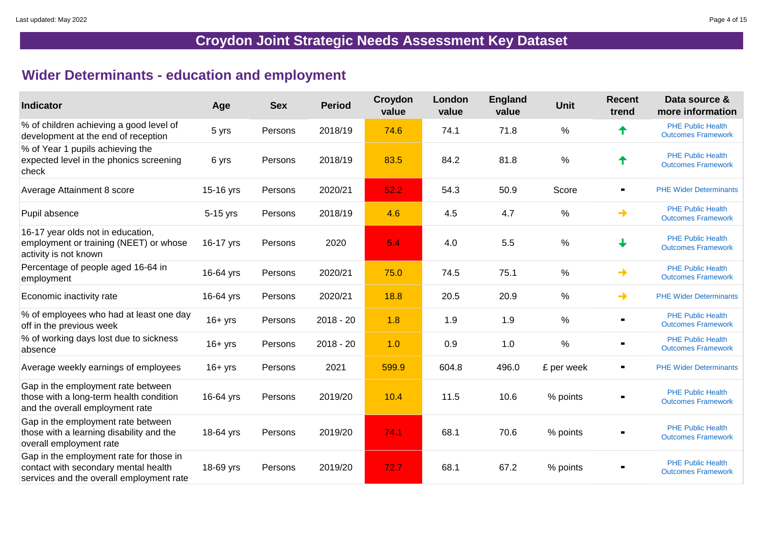# Croydon Joint Strategic Needs Assessment Key Dataset

## Wider Determinants - education and employment

| Indicator | Age | Sex | Period | Croydon value | London value | England value | Unit | Recent trend | Data source & more information |
|---|---|---|---|---|---|---|---|---|---|
| % of children achieving a good level of development at the end of reception | 5 yrs | Persons | 2018/19 | 74.6 | 74.1 | 71.8 | % | ↑ | PHE Public Health Outcomes Framework |
| % of Year 1 pupils achieving the expected level in the phonics screening check | 6 yrs | Persons | 2018/19 | 83.5 | 84.2 | 81.8 | % | ↑ | PHE Public Health Outcomes Framework |
| Average Attainment 8 score | 15-16 yrs | Persons | 2020/21 | 52.2 | 54.3 | 50.9 | Score | ▪ | PHE Wider Determinants |
| Pupil absence | 5-15 yrs | Persons | 2018/19 | 4.6 | 4.5 | 4.7 | % | → | PHE Public Health Outcomes Framework |
| 16-17 year olds not in education, employment or training (NEET) or whose activity is not known | 16-17 yrs | Persons | 2020 | 5.4 | 4.0 | 5.5 | % | ↓ | PHE Public Health Outcomes Framework |
| Percentage of people aged 16-64 in employment | 16-64 yrs | Persons | 2020/21 | 75.0 | 74.5 | 75.1 | % | → | PHE Public Health Outcomes Framework |
| Economic inactivity rate | 16-64 yrs | Persons | 2020/21 | 18.8 | 20.5 | 20.9 | % | → | PHE Wider Determinants |
| % of employees who had at least one day off in the previous week | 16+ yrs | Persons | 2018 - 20 | 1.8 | 1.9 | 1.9 | % | ▪ | PHE Public Health Outcomes Framework |
| % of working days lost due to sickness absence | 16+ yrs | Persons | 2018 - 20 | 1.0 | 0.9 | 1.0 | % | ▪ | PHE Public Health Outcomes Framework |
| Average weekly earnings of employees | 16+ yrs | Persons | 2021 | 599.9 | 604.8 | 496.0 | £ per week | ▪ | PHE Wider Determinants |
| Gap in the employment rate between those with a long-term health condition and the overall employment rate | 16-64 yrs | Persons | 2019/20 | 10.4 | 11.5 | 10.6 | % points | ▪ | PHE Public Health Outcomes Framework |
| Gap in the employment rate between those with a learning disability and the overall employment rate | 18-64 yrs | Persons | 2019/20 | 74.1 | 68.1 | 70.6 | % points | ▪ | PHE Public Health Outcomes Framework |
| Gap in the employment rate for those in contact with secondary mental health services and the overall employment rate | 18-69 yrs | Persons | 2019/20 | 72.7 | 68.1 | 67.2 | % points | ▪ | PHE Public Health Outcomes Framework |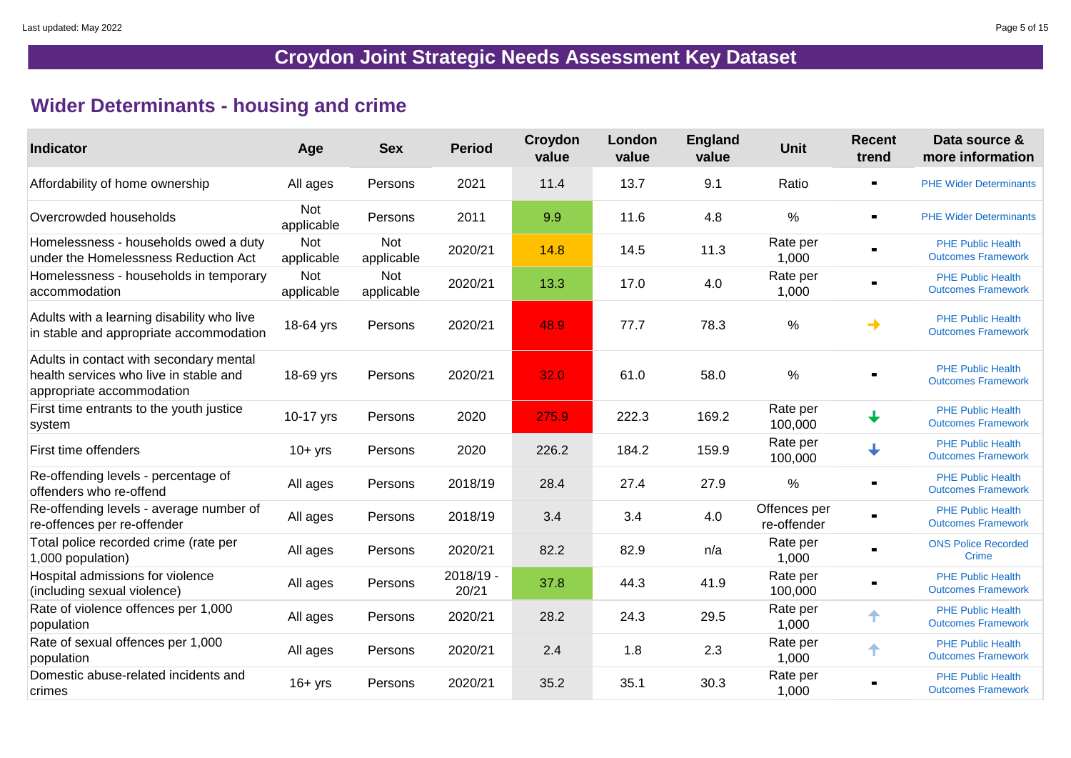## Croydon Joint Strategic Needs Assessment Key Dataset

## Wider Determinants - housing and crime

| Indicator | Age | Sex | Period | Croydon value | London value | England value | Unit | Recent trend | Data source & more information |
|---|---|---|---|---|---|---|---|---|---|
| Affordability of home ownership | All ages | Persons | 2021 | 11.4 | 13.7 | 9.1 | Ratio | ▪ | PHE Wider Determinants |
| Overcrowded households | Not applicable | Persons | 2011 | 9.9 | 11.6 | 4.8 | % | ▪ | PHE Wider Determinants |
| Homelessness - households owed a duty under the Homelessness Reduction Act | Not applicable | Not applicable | 2020/21 | 14.8 | 14.5 | 11.3 | Rate per 1,000 | ▪ | PHE Public Health Outcomes Framework |
| Homelessness - households in temporary accommodation | Not applicable | Not applicable | 2020/21 | 13.3 | 17.0 | 4.0 | Rate per 1,000 | ▪ | PHE Public Health Outcomes Framework |
| Adults with a learning disability who live in stable and appropriate accommodation | 18-64 yrs | Persons | 2020/21 | 48.9 | 77.7 | 78.3 | % | → | PHE Public Health Outcomes Framework |
| Adults in contact with secondary mental health services who live in stable and appropriate accommodation | 18-69 yrs | Persons | 2020/21 | 32.0 | 61.0 | 58.0 | % | ▪ | PHE Public Health Outcomes Framework |
| First time entrants to the youth justice system | 10-17 yrs | Persons | 2020 | 275.9 | 222.3 | 169.2 | Rate per 100,000 | ↓ | PHE Public Health Outcomes Framework |
| First time offenders | 10+ yrs | Persons | 2020 | 226.2 | 184.2 | 159.9 | Rate per 100,000 | ↓ | PHE Public Health Outcomes Framework |
| Re-offending levels - percentage of offenders who re-offend | All ages | Persons | 2018/19 | 28.4 | 27.4 | 27.9 | % | ▪ | PHE Public Health Outcomes Framework |
| Re-offending levels - average number of re-offences per re-offender | All ages | Persons | 2018/19 | 3.4 | 3.4 | 4.0 | Offences per re-offender | ▪ | PHE Public Health Outcomes Framework |
| Total police recorded crime (rate per 1,000 population) | All ages | Persons | 2020/21 | 82.2 | 82.9 | n/a | Rate per 1,000 | ▪ | ONS Police Recorded Crime |
| Hospital admissions for violence (including sexual violence) | All ages | Persons | 2018/19 - 20/21 | 37.8 | 44.3 | 41.9 | Rate per 100,000 | ▪ | PHE Public Health Outcomes Framework |
| Rate of violence offences per 1,000 population | All ages | Persons | 2020/21 | 28.2 | 24.3 | 29.5 | Rate per 1,000 | ↑ | PHE Public Health Outcomes Framework |
| Rate of sexual offences per 1,000 population | All ages | Persons | 2020/21 | 2.4 | 1.8 | 2.3 | Rate per 1,000 | ↑ | PHE Public Health Outcomes Framework |
| Domestic abuse-related incidents and crimes | 16+ yrs | Persons | 2020/21 | 35.2 | 35.1 | 30.3 | Rate per 1,000 | ▪ | PHE Public Health Outcomes Framework |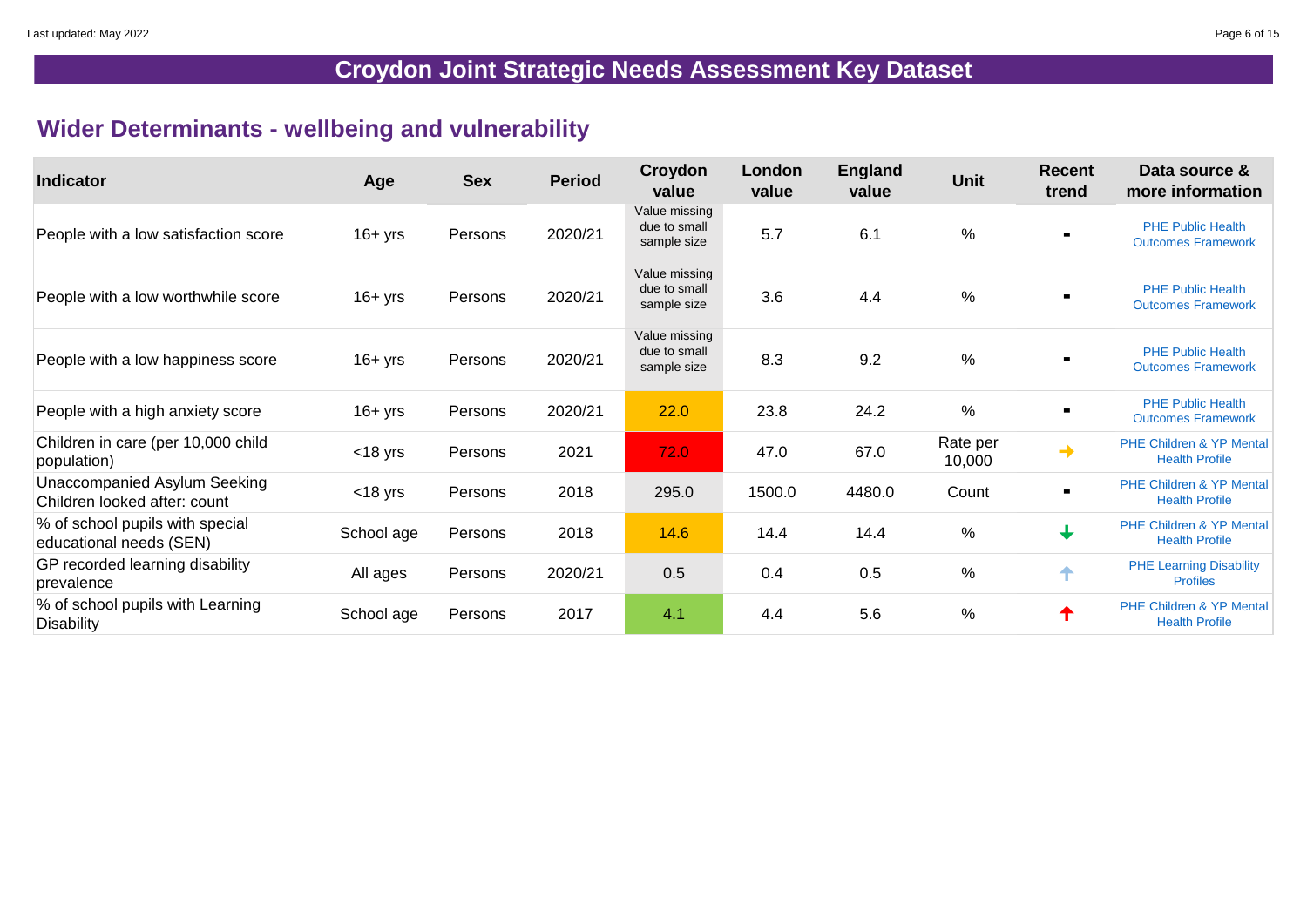# Croydon Joint Strategic Needs Assessment Key Dataset

## Wider Determinants - wellbeing and vulnerability

| Indicator | Age | Sex | Period | Croydon value | London value | England value | Unit | Recent trend | Data source & more information |
|---|---|---|---|---|---|---|---|---|---|
| People with a low satisfaction score | 16+ yrs | Persons | 2020/21 | Value missing due to small sample size | 5.7 | 6.1 | % | ▪ | PHE Public Health Outcomes Framework |
| People with a low worthwhile score | 16+ yrs | Persons | 2020/21 | Value missing due to small sample size | 3.6 | 4.4 | % | ▪ | PHE Public Health Outcomes Framework |
| People with a low happiness score | 16+ yrs | Persons | 2020/21 | Value missing due to small sample size | 8.3 | 9.2 | % | ▪ | PHE Public Health Outcomes Framework |
| People with a high anxiety score | 16+ yrs | Persons | 2020/21 | 22.0 | 23.8 | 24.2 | % | ▪ | PHE Public Health Outcomes Framework |
| Children in care (per 10,000 child population) | <18 yrs | Persons | 2021 | 72.0 | 47.0 | 67.0 | Rate per 10,000 | → | PHE Children & YP Mental Health Profile |
| Unaccompanied Asylum Seeking Children looked after: count | <18 yrs | Persons | 2018 | 295.0 | 1500.0 | 4480.0 | Count | ▪ | PHE Children & YP Mental Health Profile |
| % of school pupils with special educational needs (SEN) | School age | Persons | 2018 | 14.6 | 14.4 | 14.4 | % | ↓ | PHE Children & YP Mental Health Profile |
| GP recorded learning disability prevalence | All ages | Persons | 2020/21 | 0.5 | 0.4 | 0.5 | % | ↑ | PHE Learning Disability Profiles |
| % of school pupils with Learning Disability | School age | Persons | 2017 | 4.1 | 4.4 | 5.6 | % | ↑ | PHE Children & YP Mental Health Profile |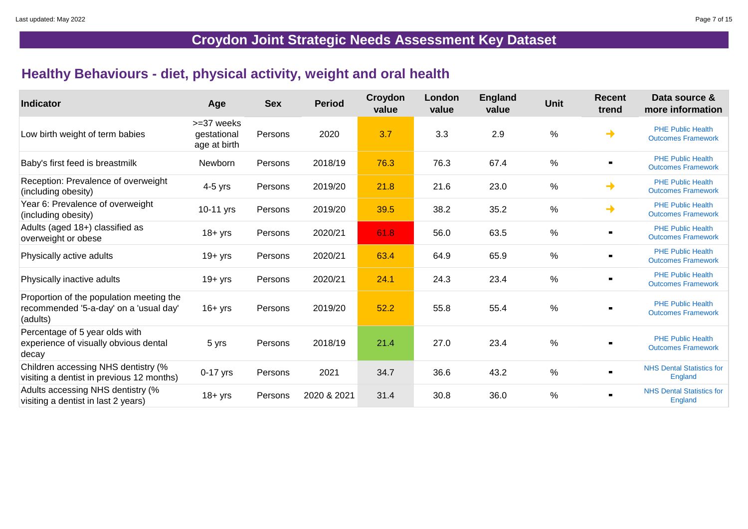# Croydon Joint Strategic Needs Assessment Key Dataset

## Healthy Behaviours - diet, physical activity, weight and oral health

| Indicator | Age | Sex | Period | Croydon value | London value | England value | Unit | Recent trend | Data source & more information |
|---|---|---|---|---|---|---|---|---|---|
| Low birth weight of term babies | >=37 weeks gestational age at birth | Persons | 2020 | 3.7 | 3.3 | 2.9 | % | → | PHE Public Health Outcomes Framework |
| Baby's first feed is breastmilk | Newborn | Persons | 2018/19 | 76.3 | 76.3 | 67.4 | % | ▪ | PHE Public Health Outcomes Framework |
| Reception: Prevalence of overweight (including obesity) | 4-5 yrs | Persons | 2019/20 | 21.8 | 21.6 | 23.0 | % | → | PHE Public Health Outcomes Framework |
| Year 6: Prevalence of overweight (including obesity) | 10-11 yrs | Persons | 2019/20 | 39.5 | 38.2 | 35.2 | % | → | PHE Public Health Outcomes Framework |
| Adults (aged 18+) classified as overweight or obese | 18+ yrs | Persons | 2020/21 | 61.8 | 56.0 | 63.5 | % | ▪ | PHE Public Health Outcomes Framework |
| Physically active adults | 19+ yrs | Persons | 2020/21 | 63.4 | 64.9 | 65.9 | % | ▪ | PHE Public Health Outcomes Framework |
| Physically inactive adults | 19+ yrs | Persons | 2020/21 | 24.1 | 24.3 | 23.4 | % | ▪ | PHE Public Health Outcomes Framework |
| Proportion of the population meeting the recommended '5-a-day' on a 'usual day' (adults) | 16+ yrs | Persons | 2019/20 | 52.2 | 55.8 | 55.4 | % | ▪ | PHE Public Health Outcomes Framework |
| Percentage of 5 year olds with experience of visually obvious dental decay | 5 yrs | Persons | 2018/19 | 21.4 | 27.0 | 23.4 | % | ▪ | PHE Public Health Outcomes Framework |
| Children accessing NHS dentistry (% visiting a dentist in previous 12 months) | 0-17 yrs | Persons | 2021 | 34.7 | 36.6 | 43.2 | % | ▪ | NHS Dental Statistics for England |
| Adults accessing NHS dentistry (% visiting a dentist in last 2 years) | 18+ yrs | Persons | 2020 & 2021 | 31.4 | 30.8 | 36.0 | % | ▪ | NHS Dental Statistics for England |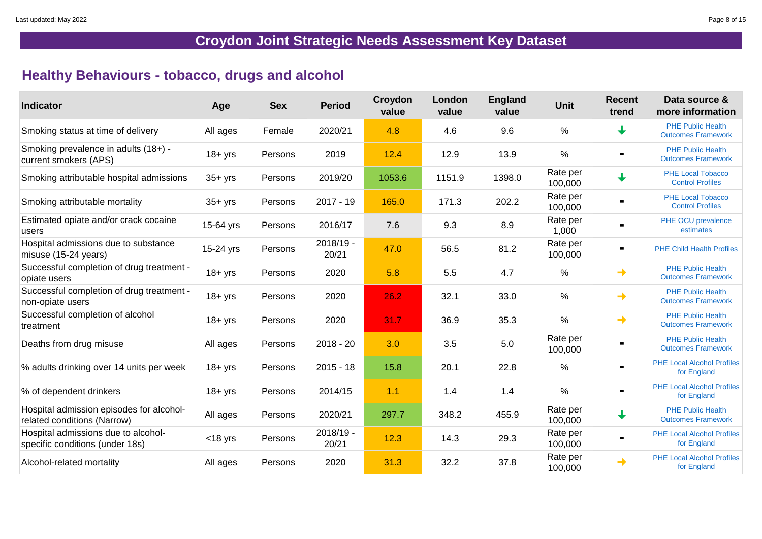# Croydon Joint Strategic Needs Assessment Key Dataset

## Healthy Behaviours - tobacco, drugs and alcohol

| Indicator | Age | Sex | Period | Croydon value | London value | England value | Unit | Recent trend | Data source & more information |
|---|---|---|---|---|---|---|---|---|---|
| Smoking status at time of delivery | All ages | Female | 2020/21 | 4.8 | 4.6 | 9.6 | % | ↓ | PHE Public Health Outcomes Framework |
| Smoking prevalence in adults (18+) - current smokers (APS) | 18+ yrs | Persons | 2019 | 12.4 | 12.9 | 13.9 | % | - | PHE Public Health Outcomes Framework |
| Smoking attributable hospital admissions | 35+ yrs | Persons | 2019/20 | 1053.6 | 1151.9 | 1398.0 | Rate per 100,000 | ↓ | PHE Local Tobacco Control Profiles |
| Smoking attributable mortality | 35+ yrs | Persons | 2017 - 19 | 165.0 | 171.3 | 202.2 | Rate per 100,000 | - | PHE Local Tobacco Control Profiles |
| Estimated opiate and/or crack cocaine users | 15-64 yrs | Persons | 2016/17 | 7.6 | 9.3 | 8.9 | Rate per 1,000 | - | PHE OCU prevalence estimates |
| Hospital admissions due to substance misuse (15-24 years) | 15-24 yrs | Persons | 2018/19 - 20/21 | 47.0 | 56.5 | 81.2 | Rate per 100,000 | - | PHE Child Health Profiles |
| Successful completion of drug treatment - opiate users | 18+ yrs | Persons | 2020 | 5.8 | 5.5 | 4.7 | % | → | PHE Public Health Outcomes Framework |
| Successful completion of drug treatment - non-opiate users | 18+ yrs | Persons | 2020 | 26.2 | 32.1 | 33.0 | % | → | PHE Public Health Outcomes Framework |
| Successful completion of alcohol treatment | 18+ yrs | Persons | 2020 | 31.7 | 36.9 | 35.3 | % | → | PHE Public Health Outcomes Framework |
| Deaths from drug misuse | All ages | Persons | 2018 - 20 | 3.0 | 3.5 | 5.0 | Rate per 100,000 | - | PHE Public Health Outcomes Framework |
| % adults drinking over 14 units per week | 18+ yrs | Persons | 2015 - 18 | 15.8 | 20.1 | 22.8 | % | - | PHE Local Alcohol Profiles for England |
| % of dependent drinkers | 18+ yrs | Persons | 2014/15 | 1.1 | 1.4 | 1.4 | % | - | PHE Local Alcohol Profiles for England |
| Hospital admission episodes for alcohol-related conditions (Narrow) | All ages | Persons | 2020/21 | 297.7 | 348.2 | 455.9 | Rate per 100,000 | ↓ | PHE Public Health Outcomes Framework |
| Hospital admissions due to alcohol-specific conditions (under 18s) | <18 yrs | Persons | 2018/19 - 20/21 | 12.3 | 14.3 | 29.3 | Rate per 100,000 | - | PHE Local Alcohol Profiles for England |
| Alcohol-related mortality | All ages | Persons | 2020 | 31.3 | 32.2 | 37.8 | Rate per 100,000 | → | PHE Local Alcohol Profiles for England |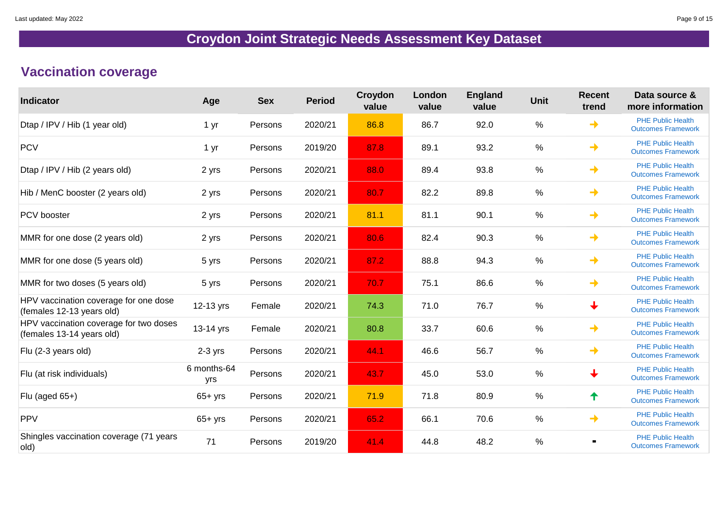# Croydon Joint Strategic Needs Assessment Key Dataset

## Vaccination coverage

| Indicator | Age | Sex | Period | Croydon value | London value | England value | Unit | Recent trend | Data source & more information |
|---|---|---|---|---|---|---|---|---|---|
| Dtap / IPV / Hib (1 year old) | 1 yr | Persons | 2020/21 | 86.8 | 86.7 | 92.0 | % | → | PHE Public Health Outcomes Framework |
| PCV | 1 yr | Persons | 2019/20 | 87.8 | 89.1 | 93.2 | % | → | PHE Public Health Outcomes Framework |
| Dtap / IPV / Hib (2 years old) | 2 yrs | Persons | 2020/21 | 88.0 | 89.4 | 93.8 | % | → | PHE Public Health Outcomes Framework |
| Hib / MenC booster (2 years old) | 2 yrs | Persons | 2020/21 | 80.7 | 82.2 | 89.8 | % | → | PHE Public Health Outcomes Framework |
| PCV booster | 2 yrs | Persons | 2020/21 | 81.1 | 81.1 | 90.1 | % | → | PHE Public Health Outcomes Framework |
| MMR for one dose (2 years old) | 2 yrs | Persons | 2020/21 | 80.6 | 82.4 | 90.3 | % | → | PHE Public Health Outcomes Framework |
| MMR for one dose (5 years old) | 5 yrs | Persons | 2020/21 | 87.2 | 88.8 | 94.3 | % | → | PHE Public Health Outcomes Framework |
| MMR for two doses (5 years old) | 5 yrs | Persons | 2020/21 | 70.7 | 75.1 | 86.6 | % | → | PHE Public Health Outcomes Framework |
| HPV vaccination coverage for one dose (females 12-13 years old) | 12-13 yrs | Female | 2020/21 | 74.3 | 71.0 | 76.7 | % | ↓ | PHE Public Health Outcomes Framework |
| HPV vaccination coverage for two doses (females 13-14 years old) | 13-14 yrs | Female | 2020/21 | 80.8 | 33.7 | 60.6 | % | → | PHE Public Health Outcomes Framework |
| Flu (2-3 years old) | 2-3 yrs | Persons | 2020/21 | 44.1 | 46.6 | 56.7 | % | → | PHE Public Health Outcomes Framework |
| Flu (at risk individuals) | 6 months-64 yrs | Persons | 2020/21 | 43.7 | 45.0 | 53.0 | % | ↓ | PHE Public Health Outcomes Framework |
| Flu (aged 65+) | 65+ yrs | Persons | 2020/21 | 71.9 | 71.8 | 80.9 | % | ↑ | PHE Public Health Outcomes Framework |
| PPV | 65+ yrs | Persons | 2020/21 | 65.2 | 66.1 | 70.6 | % | → | PHE Public Health Outcomes Framework |
| Shingles vaccination coverage (71 years old) | 71 | Persons | 2019/20 | 41.4 | 44.8 | 48.2 | % | - | PHE Public Health Outcomes Framework |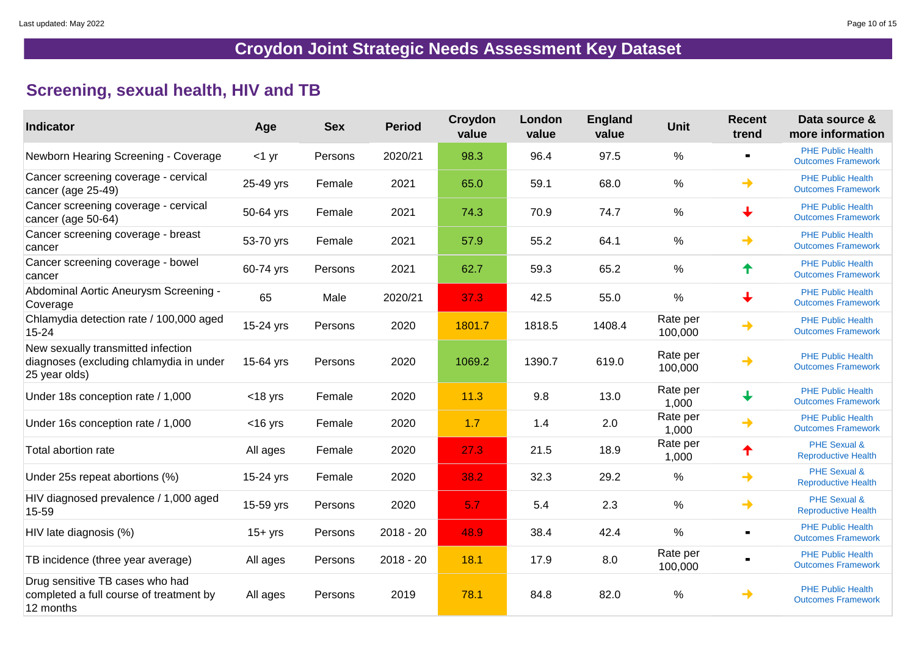## Croydon Joint Strategic Needs Assessment Key Dataset

### Screening, sexual health, HIV and TB

| Indicator | Age | Sex | Period | Croydon value | London value | England value | Unit | Recent trend | Data source & more information |
|---|---|---|---|---|---|---|---|---|---|
| Newborn Hearing Screening - Coverage | <1 yr | Persons | 2020/21 | 98.3 | 96.4 | 97.5 | % | ▪ | PHE Public Health Outcomes Framework |
| Cancer screening coverage - cervical cancer (age 25-49) | 25-49 yrs | Female | 2021 | 65.0 | 59.1 | 68.0 | % | → | PHE Public Health Outcomes Framework |
| Cancer screening coverage - cervical cancer (age 50-64) | 50-64 yrs | Female | 2021 | 74.3 | 70.9 | 74.7 | % | ↓ | PHE Public Health Outcomes Framework |
| Cancer screening coverage - breast cancer | 53-70 yrs | Female | 2021 | 57.9 | 55.2 | 64.1 | % | → | PHE Public Health Outcomes Framework |
| Cancer screening coverage - bowel cancer | 60-74 yrs | Persons | 2021 | 62.7 | 59.3 | 65.2 | % | ↑ | PHE Public Health Outcomes Framework |
| Abdominal Aortic Aneurysm Screening - Coverage | 65 | Male | 2020/21 | 37.3 | 42.5 | 55.0 | % | ↓ | PHE Public Health Outcomes Framework |
| Chlamydia detection rate / 100,000 aged 15-24 | 15-24 yrs | Persons | 2020 | 1801.7 | 1818.5 | 1408.4 | Rate per 100,000 | → | PHE Public Health Outcomes Framework |
| New sexually transmitted infection diagnoses (excluding chlamydia in under 25 year olds) | 15-64 yrs | Persons | 2020 | 1069.2 | 1390.7 | 619.0 | Rate per 100,000 | → | PHE Public Health Outcomes Framework |
| Under 18s conception rate / 1,000 | <18 yrs | Female | 2020 | 11.3 | 9.8 | 13.0 | Rate per 1,000 | ↓ | PHE Public Health Outcomes Framework |
| Under 16s conception rate / 1,000 | <16 yrs | Female | 2020 | 1.7 | 1.4 | 2.0 | Rate per 1,000 | → | PHE Public Health Outcomes Framework |
| Total abortion rate | All ages | Female | 2020 | 27.3 | 21.5 | 18.9 | Rate per 1,000 | ↑ | PHE Sexual & Reproductive Health |
| Under 25s repeat abortions (%) | 15-24 yrs | Female | 2020 | 38.2 | 32.3 | 29.2 | % | → | PHE Sexual & Reproductive Health |
| HIV diagnosed prevalence / 1,000 aged 15-59 | 15-59 yrs | Persons | 2020 | 5.7 | 5.4 | 2.3 | % | → | PHE Sexual & Reproductive Health |
| HIV late diagnosis (%) | 15+ yrs | Persons | 2018 - 20 | 48.9 | 38.4 | 42.4 | % | ▪ | PHE Public Health Outcomes Framework |
| TB incidence (three year average) | All ages | Persons | 2018 - 20 | 18.1 | 17.9 | 8.0 | Rate per 100,000 | ▪ | PHE Public Health Outcomes Framework |
| Drug sensitive TB cases who had completed a full course of treatment by 12 months | All ages | Persons | 2019 | 78.1 | 84.8 | 82.0 | % | → | PHE Public Health Outcomes Framework |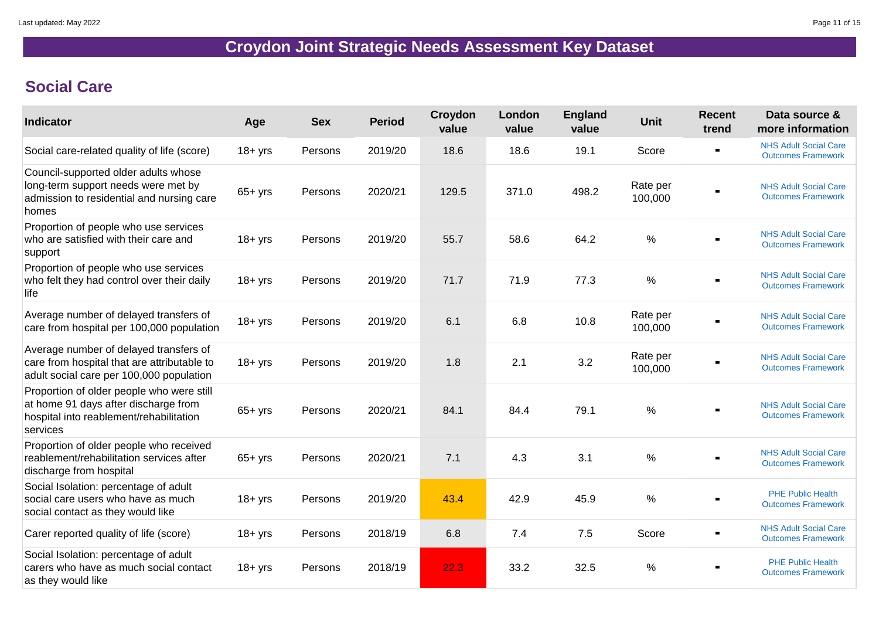# Croydon Joint Strategic Needs Assessment Key Dataset

## Social Care

| Indicator | Age | Sex | Period | Croydon value | London value | England value | Unit | Recent trend | Data source & more information |
|---|---|---|---|---|---|---|---|---|---|
| Social care-related quality of life (score) | 18+ yrs | Persons | 2019/20 | 18.6 | 18.6 | 19.1 | Score | ■ | NHS Adult Social Care Outcomes Framework |
| Council-supported older adults whose long-term support needs were met by admission to residential and nursing care homes | 65+ yrs | Persons | 2020/21 | 129.5 | 371.0 | 498.2 | Rate per 100,000 | ■ | NHS Adult Social Care Outcomes Framework |
| Proportion of people who use services who are satisfied with their care and support | 18+ yrs | Persons | 2019/20 | 55.7 | 58.6 | 64.2 | % | ■ | NHS Adult Social Care Outcomes Framework |
| Proportion of people who use services who felt they had control over their daily life | 18+ yrs | Persons | 2019/20 | 71.7 | 71.9 | 77.3 | % | ■ | NHS Adult Social Care Outcomes Framework |
| Average number of delayed transfers of care from hospital per 100,000 population | 18+ yrs | Persons | 2019/20 | 6.1 | 6.8 | 10.8 | Rate per 100,000 | ■ | NHS Adult Social Care Outcomes Framework |
| Average number of delayed transfers of care from hospital that are attributable to adult social care per 100,000 population | 18+ yrs | Persons | 2019/20 | 1.8 | 2.1 | 3.2 | Rate per 100,000 | ■ | NHS Adult Social Care Outcomes Framework |
| Proportion of older people who were still at home 91 days after discharge from hospital into reablement/rehabilitation services | 65+ yrs | Persons | 2020/21 | 84.1 | 84.4 | 79.1 | % | ■ | NHS Adult Social Care Outcomes Framework |
| Proportion of older people who received reablement/rehabilitation services after discharge from hospital | 65+ yrs | Persons | 2020/21 | 7.1 | 4.3 | 3.1 | % | ■ | NHS Adult Social Care Outcomes Framework |
| Social Isolation: percentage of adult social care users who have as much social contact as they would like | 18+ yrs | Persons | 2019/20 | 43.4 | 42.9 | 45.9 | % | ■ | PHE Public Health Outcomes Framework |
| Carer reported quality of life (score) | 18+ yrs | Persons | 2018/19 | 6.8 | 7.4 | 7.5 | Score | ■ | NHS Adult Social Care Outcomes Framework |
| Social Isolation: percentage of adult carers who have as much social contact as they would like | 18+ yrs | Persons | 2018/19 | 22.3 | 33.2 | 32.5 | % | ■ | PHE Public Health Outcomes Framework |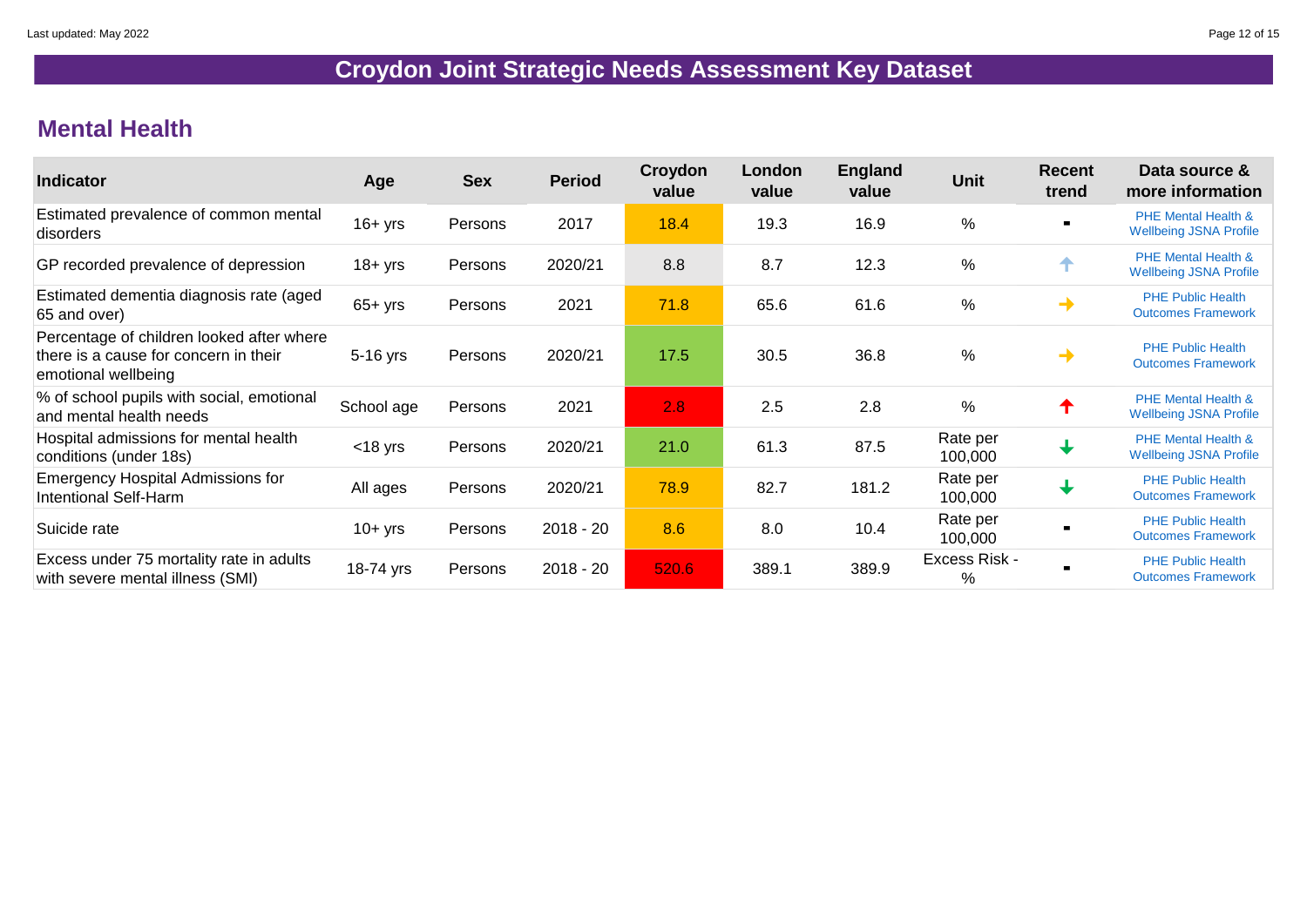# Croydon Joint Strategic Needs Assessment Key Dataset

## Mental Health

| Indicator | Age | Sex | Period | Croydon value | London value | England value | Unit | Recent trend | Data source & more information |
|---|---|---|---|---|---|---|---|---|---|
| Estimated prevalence of common mental disorders | 16+ yrs | Persons | 2017 | 18.4 | 19.3 | 16.9 | % | ■ | PHE Mental Health & Wellbeing JSNA Profile |
| GP recorded prevalence of depression | 18+ yrs | Persons | 2020/21 | 8.8 | 8.7 | 12.3 | % | ↑ | PHE Mental Health & Wellbeing JSNA Profile |
| Estimated dementia diagnosis rate (aged 65 and over) | 65+ yrs | Persons | 2021 | 71.8 | 65.6 | 61.6 | % | → | PHE Public Health Outcomes Framework |
| Percentage of children looked after where there is a cause for concern in their emotional wellbeing | 5-16 yrs | Persons | 2020/21 | 17.5 | 30.5 | 36.8 | % | → | PHE Public Health Outcomes Framework |
| % of school pupils with social, emotional and mental health needs | School age | Persons | 2021 | 2.8 | 2.5 | 2.8 | % | ↑ | PHE Mental Health & Wellbeing JSNA Profile |
| Hospital admissions for mental health conditions (under 18s) | <18 yrs | Persons | 2020/21 | 21.0 | 61.3 | 87.5 | Rate per 100,000 | ↓ | PHE Mental Health & Wellbeing JSNA Profile |
| Emergency Hospital Admissions for Intentional Self-Harm | All ages | Persons | 2020/21 | 78.9 | 82.7 | 181.2 | Rate per 100,000 | ↓ | PHE Public Health Outcomes Framework |
| Suicide rate | 10+ yrs | Persons | 2018 - 20 | 8.6 | 8.0 | 10.4 | Rate per 100,000 | ■ | PHE Public Health Outcomes Framework |
| Excess under 75 mortality rate in adults with severe mental illness (SMI) | 18-74 yrs | Persons | 2018 - 20 | 520.6 | 389.1 | 389.9 | Excess Risk - % | ■ | PHE Public Health Outcomes Framework |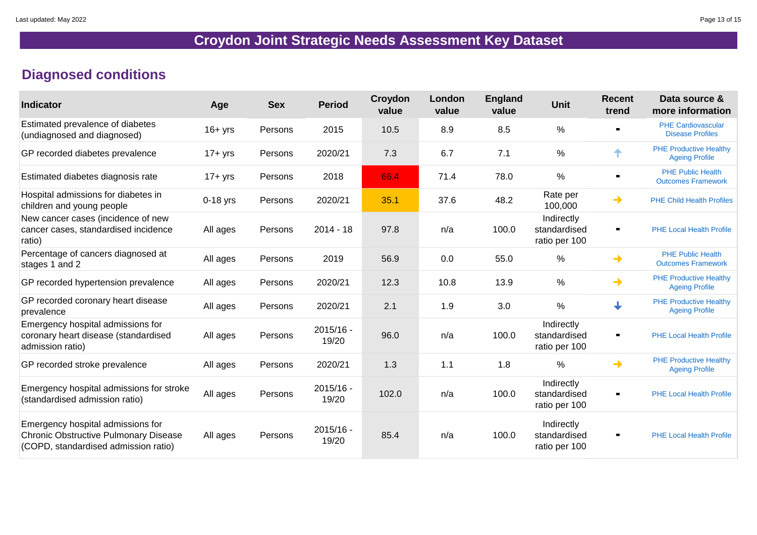# Croydon Joint Strategic Needs Assessment Key Dataset

## Diagnosed conditions

| Indicator | Age | Sex | Period | Croydon value | London value | England value | Unit | Recent trend | Data source & more information |
|---|---|---|---|---|---|---|---|---|---|
| Estimated prevalence of diabetes (undiagnosed and diagnosed) | 16+ yrs | Persons | 2015 | 10.5 | 8.9 | 8.5 | % | ▪ | PHE Cardiovascular Disease Profiles |
| GP recorded diabetes prevalence | 17+ yrs | Persons | 2020/21 | 7.3 | 6.7 | 7.1 | % | ↑ | PHE Productive Healthy Ageing Profile |
| Estimated diabetes diagnosis rate | 17+ yrs | Persons | 2018 | 66.4 | 71.4 | 78.0 | % | ▪ | PHE Public Health Outcomes Framework |
| Hospital admissions for diabetes in children and young people | 0-18 yrs | Persons | 2020/21 | 35.1 | 37.6 | 48.2 | Rate per 100,000 | → | PHE Child Health Profiles |
| New cancer cases (incidence of new cancer cases, standardised incidence ratio) | All ages | Persons | 2014 - 18 | 97.8 | n/a | 100.0 | Indirectly standardised ratio per 100 | ▪ | PHE Local Health Profile |
| Percentage of cancers diagnosed at stages 1 and 2 | All ages | Persons | 2019 | 56.9 | 0.0 | 55.0 | % | → | PHE Public Health Outcomes Framework |
| GP recorded hypertension prevalence | All ages | Persons | 2020/21 | 12.3 | 10.8 | 13.9 | % | → | PHE Productive Healthy Ageing Profile |
| GP recorded coronary heart disease prevalence | All ages | Persons | 2020/21 | 2.1 | 1.9 | 3.0 | % | ↓ | PHE Productive Healthy Ageing Profile |
| Emergency hospital admissions for coronary heart disease (standardised admission ratio) | All ages | Persons | 2015/16 - 19/20 | 96.0 | n/a | 100.0 | Indirectly standardised ratio per 100 | ▪ | PHE Local Health Profile |
| GP recorded stroke prevalence | All ages | Persons | 2020/21 | 1.3 | 1.1 | 1.8 | % | → | PHE Productive Healthy Ageing Profile |
| Emergency hospital admissions for stroke (standardised admission ratio) | All ages | Persons | 2015/16 - 19/20 | 102.0 | n/a | 100.0 | Indirectly standardised ratio per 100 | ▪ | PHE Local Health Profile |
| Emergency hospital admissions for Chronic Obstructive Pulmonary Disease (COPD, standardised admission ratio) | All ages | Persons | 2015/16 - 19/20 | 85.4 | n/a | 100.0 | Indirectly standardised ratio per 100 | ▪ | PHE Local Health Profile |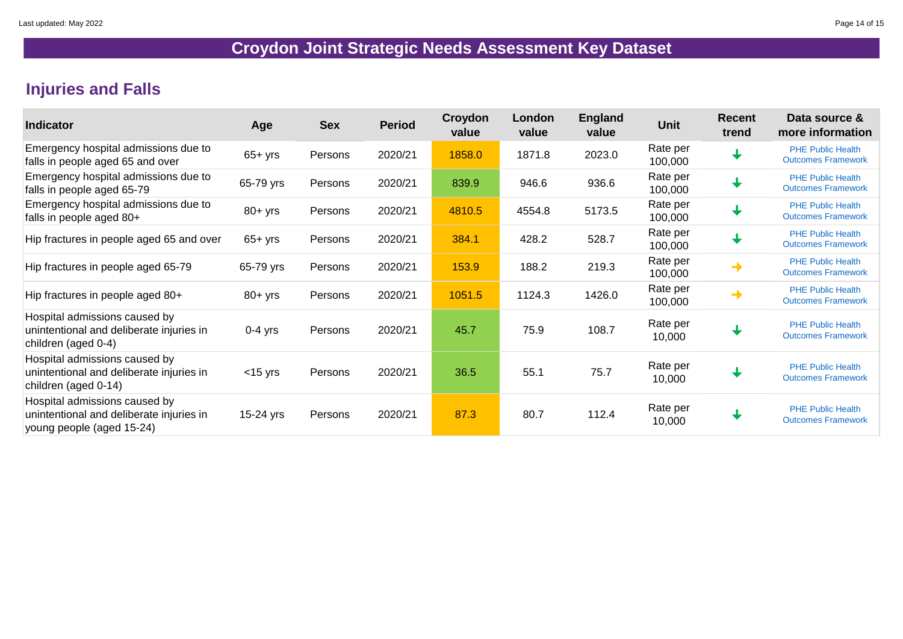# Croydon Joint Strategic Needs Assessment Key Dataset

## Injuries and Falls

| Indicator | Age | Sex | Period | Croydon value | London value | England value | Unit | Recent trend | Data source & more information |
|---|---|---|---|---|---|---|---|---|---|
| Emergency hospital admissions due to falls in people aged 65 and over | 65+ yrs | Persons | 2020/21 | 1858.0 | 1871.8 | 2023.0 | Rate per 100,000 | ↓ | PHE Public Health Outcomes Framework |
| Emergency hospital admissions due to falls in people aged 65-79 | 65-79 yrs | Persons | 2020/21 | 839.9 | 946.6 | 936.6 | Rate per 100,000 | ↓ | PHE Public Health Outcomes Framework |
| Emergency hospital admissions due to falls in people aged 80+ | 80+ yrs | Persons | 2020/21 | 4810.5 | 4554.8 | 5173.5 | Rate per 100,000 | ↓ | PHE Public Health Outcomes Framework |
| Hip fractures in people aged 65 and over | 65+ yrs | Persons | 2020/21 | 384.1 | 428.2 | 528.7 | Rate per 100,000 | ↓ | PHE Public Health Outcomes Framework |
| Hip fractures in people aged 65-79 | 65-79 yrs | Persons | 2020/21 | 153.9 | 188.2 | 219.3 | Rate per 100,000 | → | PHE Public Health Outcomes Framework |
| Hip fractures in people aged 80+ | 80+ yrs | Persons | 2020/21 | 1051.5 | 1124.3 | 1426.0 | Rate per 100,000 | → | PHE Public Health Outcomes Framework |
| Hospital admissions caused by unintentional and deliberate injuries in children (aged 0-4) | 0-4 yrs | Persons | 2020/21 | 45.7 | 75.9 | 108.7 | Rate per 10,000 | ↓ | PHE Public Health Outcomes Framework |
| Hospital admissions caused by unintentional and deliberate injuries in children (aged 0-14) | <15 yrs | Persons | 2020/21 | 36.5 | 55.1 | 75.7 | Rate per 10,000 | ↓ | PHE Public Health Outcomes Framework |
| Hospital admissions caused by unintentional and deliberate injuries in young people (aged 15-24) | 15-24 yrs | Persons | 2020/21 | 87.3 | 80.7 | 112.4 | Rate per 10,000 | ↓ | PHE Public Health Outcomes Framework |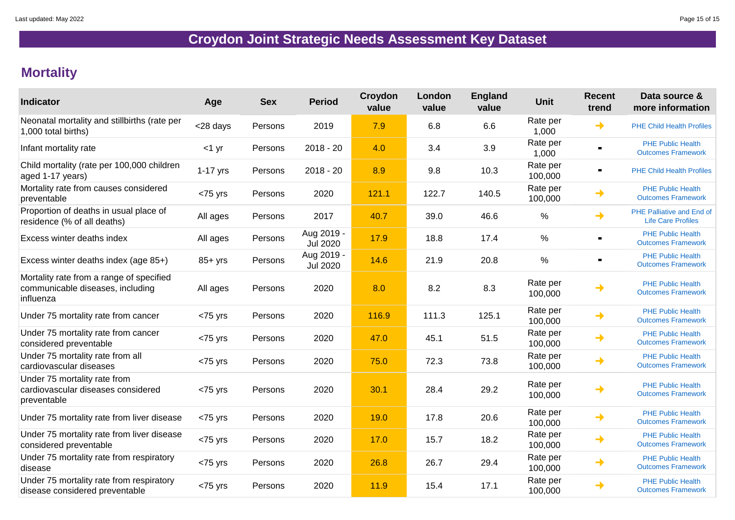# Croydon Joint Strategic Needs Assessment Key Dataset

## Mortality

| Indicator | Age | Sex | Period | Croydon value | London value | England value | Unit | Recent trend | Data source & more information |
|---|---|---|---|---|---|---|---|---|---|
| Neonatal mortality and stillbirths (rate per 1,000 total births) | <28 days | Persons | 2019 | 7.9 | 6.8 | 6.6 | Rate per 1,000 | → | PHE Child Health Profiles |
| Infant mortality rate | <1 yr | Persons | 2018 - 20 | 4.0 | 3.4 | 3.9 | Rate per 1,000 | - | PHE Public Health Outcomes Framework |
| Child mortality (rate per 100,000 children aged 1-17 years) | 1-17 yrs | Persons | 2018 - 20 | 8.9 | 9.8 | 10.3 | Rate per 100,000 | - | PHE Child Health Profiles |
| Mortality rate from causes considered preventable | <75 yrs | Persons | 2020 | 121.1 | 122.7 | 140.5 | Rate per 100,000 | → | PHE Public Health Outcomes Framework |
| Proportion of deaths in usual place of residence (% of all deaths) | All ages | Persons | 2017 | 40.7 | 39.0 | 46.6 | % | → | PHE Palliative and End of Life Care Profiles |
| Excess winter deaths index | All ages | Persons | Aug 2019 - Jul 2020 | 17.9 | 18.8 | 17.4 | % | - | PHE Public Health Outcomes Framework |
| Excess winter deaths index (age 85+) | 85+ yrs | Persons | Aug 2019 - Jul 2020 | 14.6 | 21.9 | 20.8 | % | - | PHE Public Health Outcomes Framework |
| Mortality rate from a range of specified communicable diseases, including influenza | All ages | Persons | 2020 | 8.0 | 8.2 | 8.3 | Rate per 100,000 | → | PHE Public Health Outcomes Framework |
| Under 75 mortality rate from cancer | <75 yrs | Persons | 2020 | 116.9 | 111.3 | 125.1 | Rate per 100,000 | → | PHE Public Health Outcomes Framework |
| Under 75 mortality rate from cancer considered preventable | <75 yrs | Persons | 2020 | 47.0 | 45.1 | 51.5 | Rate per 100,000 | → | PHE Public Health Outcomes Framework |
| Under 75 mortality rate from all cardiovascular diseases | <75 yrs | Persons | 2020 | 75.0 | 72.3 | 73.8 | Rate per 100,000 | → | PHE Public Health Outcomes Framework |
| Under 75 mortality rate from cardiovascular diseases considered preventable | <75 yrs | Persons | 2020 | 30.1 | 28.4 | 29.2 | Rate per 100,000 | → | PHE Public Health Outcomes Framework |
| Under 75 mortality rate from liver disease | <75 yrs | Persons | 2020 | 19.0 | 17.8 | 20.6 | Rate per 100,000 | → | PHE Public Health Outcomes Framework |
| Under 75 mortality rate from liver disease considered preventable | <75 yrs | Persons | 2020 | 17.0 | 15.7 | 18.2 | Rate per 100,000 | → | PHE Public Health Outcomes Framework |
| Under 75 mortality rate from respiratory disease | <75 yrs | Persons | 2020 | 26.8 | 26.7 | 29.4 | Rate per 100,000 | → | PHE Public Health Outcomes Framework |
| Under 75 mortality rate from respiratory disease considered preventable | <75 yrs | Persons | 2020 | 11.9 | 15.4 | 17.1 | Rate per 100,000 | → | PHE Public Health Outcomes Framework |